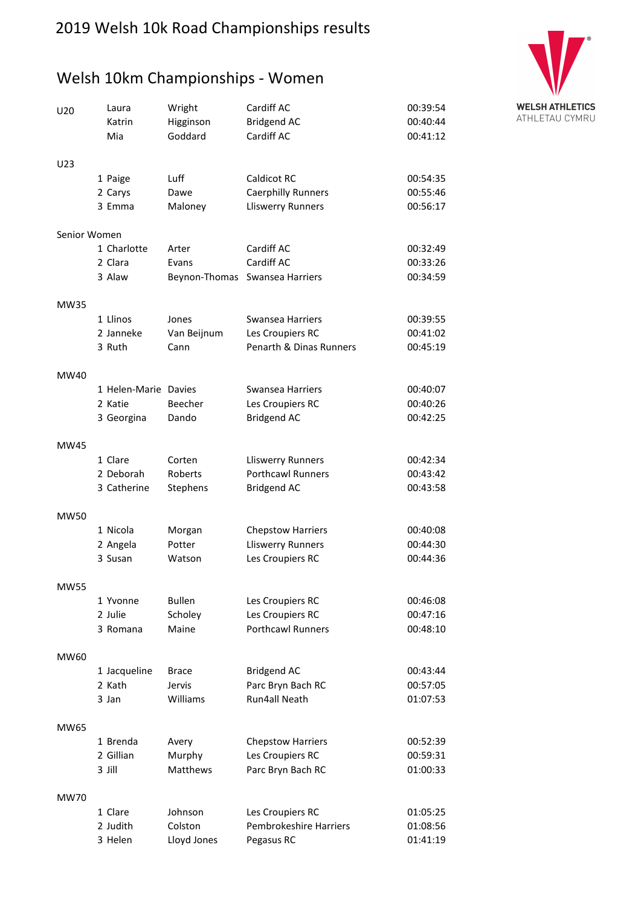# 2019 Welsh 10k Road Championships results

WELSH ATHLETICS
ATHLETAU CYMRU

## Welsh 10km Championships - Women

| Category | Pos | First Name | Surname | Club | Time |
|---|---|---|---|---|---|
| U20 | | Laura | Wright | Cardiff AC | 00:39:54 |
| | | Katrin | Higginson | Bridgend AC | 00:40:44 |
| | | Mia | Goddard | Cardiff AC | 00:41:12 |
| U23 | | | | | |
| | 1 | Paige | Luff | Caldicot RC | 00:54:35 |
| | 2 | Carys | Dawe | Caerphilly Runners | 00:55:46 |
| | 3 | Emma | Maloney | Lliswerry Runners | 00:56:17 |
| Senior Women | | | | | |
| | 1 | Charlotte | Arter | Cardiff AC | 00:32:49 |
| | 2 | Clara | Evans | Cardiff AC | 00:33:26 |
| | 3 | Alaw | Beynon-Thomas | Swansea Harriers | 00:34:59 |
| MW35 | | | | | |
| | 1 | Llinos | Jones | Swansea Harriers | 00:39:55 |
| | 2 | Janneke | Van Beijnum | Les Croupiers RC | 00:41:02 |
| | 3 | Ruth | Cann | Penarth & Dinas Runners | 00:45:19 |
| MW40 | | | | | |
| | 1 | Helen-Marie | Davies | Swansea Harriers | 00:40:07 |
| | 2 | Katie | Beecher | Les Croupiers RC | 00:40:26 |
| | 3 | Georgina | Dando | Bridgend AC | 00:42:25 |
| MW45 | | | | | |
| | 1 | Clare | Corten | Lliswerry Runners | 00:42:34 |
| | 2 | Deborah | Roberts | Porthcawl Runners | 00:43:42 |
| | 3 | Catherine | Stephens | Bridgend AC | 00:43:58 |
| MW50 | | | | | |
| | 1 | Nicola | Morgan | Chepstow Harriers | 00:40:08 |
| | 2 | Angela | Potter | Lliswerry Runners | 00:44:30 |
| | 3 | Susan | Watson | Les Croupiers RC | 00:44:36 |
| MW55 | | | | | |
| | 1 | Yvonne | Bullen | Les Croupiers RC | 00:46:08 |
| | 2 | Julie | Scholey | Les Croupiers RC | 00:47:16 |
| | 3 | Romana | Maine | Porthcawl Runners | 00:48:10 |
| MW60 | | | | | |
| | 1 | Jacqueline | Brace | Bridgend AC | 00:43:44 |
| | 2 | Kath | Jervis | Parc Bryn Bach RC | 00:57:05 |
| | 3 | Jan | Williams | Run4all Neath | 01:07:53 |
| MW65 | | | | | |
| | 1 | Brenda | Avery | Chepstow Harriers | 00:52:39 |
| | 2 | Gillian | Murphy | Les Croupiers RC | 00:59:31 |
| | 3 | Jill | Matthews | Parc Bryn Bach RC | 01:00:33 |
| MW70 | | | | | |
| | 1 | Clare | Johnson | Les Croupiers RC | 01:05:25 |
| | 2 | Judith | Colston | Pembrokeshire Harriers | 01:08:56 |
| | 3 | Helen | Lloyd Jones | Pegasus RC | 01:41:19 |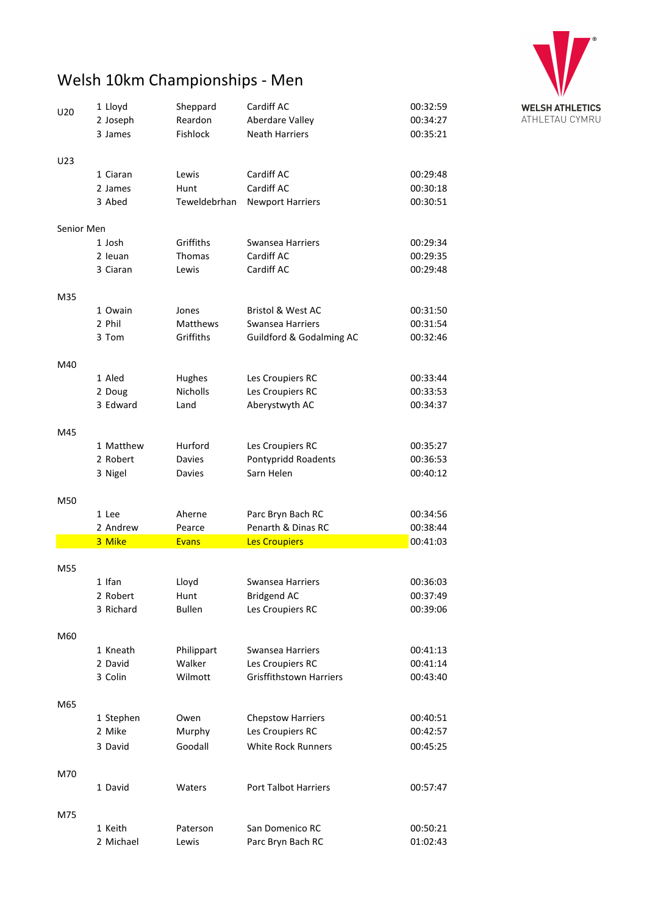# Welsh 10km Championships - Men

WELSH ATHLETICS
ATHLETAU CYMRU

| Category | Position | First Name | Surname | Club | Time |
|---|---|---|---|---|---|
| U20 | 1 | Lloyd | Sheppard | Cardiff AC | 00:32:59 |
| | 2 | Joseph | Reardon | Aberdare Valley | 00:34:27 |
| | 3 | James | Fishlock | Neath Harriers | 00:35:21 |
| U23 | | | | | |
| | 1 | Ciaran | Lewis | Cardiff AC | 00:29:48 |
| | 2 | James | Hunt | Cardiff AC | 00:30:18 |
| | 3 | Abed | Teweldebrhan | Newport Harriers | 00:30:51 |
| Senior Men | | | | | |
| | 1 | Josh | Griffiths | Swansea Harriers | 00:29:34 |
| | 2 | Ieuan | Thomas | Cardiff AC | 00:29:35 |
| | 3 | Ciaran | Lewis | Cardiff AC | 00:29:48 |
| M35 | | | | | |
| | 1 | Owain | Jones | Bristol & West AC | 00:31:50 |
| | 2 | Phil | Matthews | Swansea Harriers | 00:31:54 |
| | 3 | Tom | Griffiths | Guildford & Godalming AC | 00:32:46 |
| M40 | | | | | |
| | 1 | Aled | Hughes | Les Croupiers RC | 00:33:44 |
| | 2 | Doug | Nicholls | Les Croupiers RC | 00:33:53 |
| | 3 | Edward | Land | Aberystwyth AC | 00:34:37 |
| M45 | | | | | |
| | 1 | Matthew | Hurford | Les Croupiers RC | 00:35:27 |
| | 2 | Robert | Davies | Pontypridd Roadents | 00:36:53 |
| | 3 | Nigel | Davies | Sarn Helen | 00:40:12 |
| M50 | | | | | |
| | 1 | Lee | Aherne | Parc Bryn Bach RC | 00:34:56 |
| | 2 | Andrew | Pearce | Penarth & Dinas RC | 00:38:44 |
| | 3 | Mike | Evans | Les Croupiers | 00:41:03 |
| M55 | | | | | |
| | 1 | Ifan | Lloyd | Swansea Harriers | 00:36:03 |
| | 2 | Robert | Hunt | Bridgend AC | 00:37:49 |
| | 3 | Richard | Bullen | Les Croupiers RC | 00:39:06 |
| M60 | | | | | |
| | 1 | Kneath | Philippart | Swansea Harriers | 00:41:13 |
| | 2 | David | Walker | Les Croupiers RC | 00:41:14 |
| | 3 | Colin | Wilmott | Grisffithstown Harriers | 00:43:40 |
| M65 | | | | | |
| | 1 | Stephen | Owen | Chepstow Harriers | 00:40:51 |
| | 2 | Mike | Murphy | Les Croupiers RC | 00:42:57 |
| | 3 | David | Goodall | White Rock Runners | 00:45:25 |
| M70 | | | | | |
| | 1 | David | Waters | Port Talbot Harriers | 00:57:47 |
| M75 | | | | | |
| | 1 | Keith | Paterson | San Domenico RC | 00:50:21 |
| | 2 | Michael | Lewis | Parc Bryn Bach RC | 01:02:43 |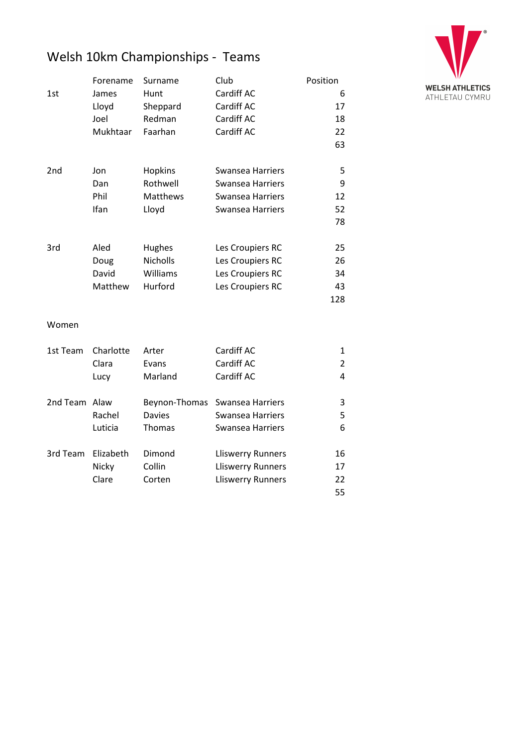# Welsh 10km Championships - Teams

WELSH ATHLETICS
ATHLETAU CYMRU

| | Forename | Surname | Club | Position |
|---|---|---|---|---|
| 1st | James | Hunt | Cardiff AC | 6 |
| | Lloyd | Sheppard | Cardiff AC | 17 |
| | Joel | Redman | Cardiff AC | 18 |
| | Mukhtaar | Faarhan | Cardiff AC | 22 |
| | | | | 63 |
| 2nd | Jon | Hopkins | Swansea Harriers | 5 |
| | Dan | Rothwell | Swansea Harriers | 9 |
| | Phil | Matthews | Swansea Harriers | 12 |
| | Ifan | Lloyd | Swansea Harriers | 52 |
| | | | | 78 |
| 3rd | Aled | Hughes | Les Croupiers RC | 25 |
| | Doug | Nicholls | Les Croupiers RC | 26 |
| | David | Williams | Les Croupiers RC | 34 |
| | Matthew | Hurford | Les Croupiers RC | 43 |
| | | | | 128 |

Women

| | | | | |
|---|---|---|---|---|
| 1st Team | Charlotte | Arter | Cardiff AC | 1 |
| | Clara | Evans | Cardiff AC | 2 |
| | Lucy | Marland | Cardiff AC | 4 |
| 2nd Team | Alaw | Beynon-Thomas | Swansea Harriers | 3 |
| | Rachel | Davies | Swansea Harriers | 5 |
| | Luticia | Thomas | Swansea Harriers | 6 |
| 3rd Team | Elizabeth | Dimond | Lliswerry Runners | 16 |
| | Nicky | Collin | Lliswerry Runners | 17 |
| | Clare | Corten | Lliswerry Runners | 22 |
| | | | | 55 |